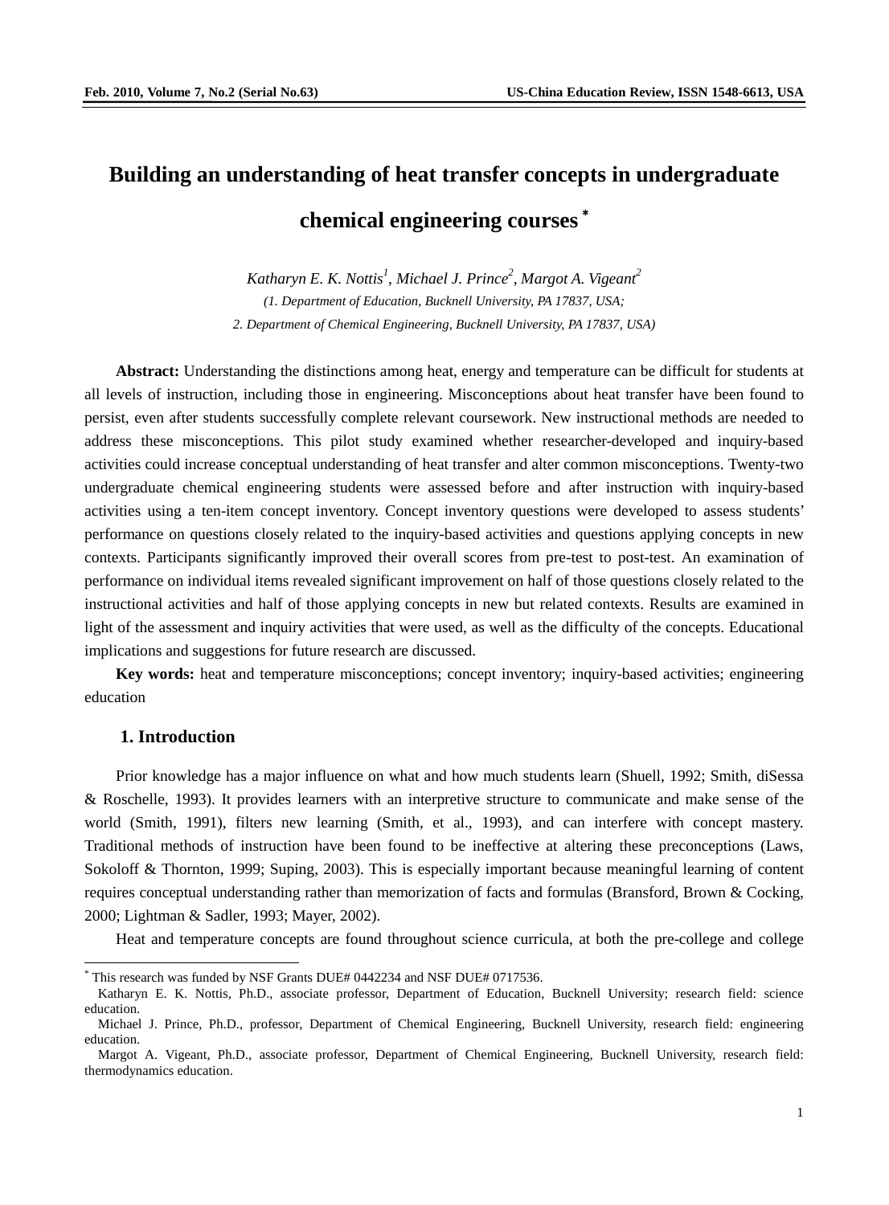# Building an understanding of heat transfer concepts in undergraduate chemical engineering courses *

*Katharyn E. K. Nottis[1], Michael J. Prince[2], Margot A. Vigeant[2]*

*(1. Department of Education, Bucknell University, PA 17837, USA;*
*2. Department of Chemical Engineering, Bucknell University, PA 17837, USA)*

**Abstract:** Understanding the distinctions among heat, energy and temperature can be difficult for students at all levels of instruction, including those in engineering. Misconceptions about heat transfer have been found to persist, even after students successfully complete relevant coursework. New instructional methods are needed to address these misconceptions. This pilot study examined whether researcher-developed and inquiry-based activities could increase conceptual understanding of heat transfer and alter common misconceptions. Twenty-two undergraduate chemical engineering students were assessed before and after instruction with inquiry-based activities using a ten-item concept inventory. Concept inventory questions were developed to assess students' performance on questions closely related to the inquiry-based activities and questions applying concepts in new contexts. Participants significantly improved their overall scores from pre-test to post-test. An examination of performance on individual items revealed significant improvement on half of those questions closely related to the instructional activities and half of those applying concepts in new but related contexts. Results are examined in light of the assessment and inquiry activities that were used, as well as the difficulty of the concepts. Educational implications and suggestions for future research are discussed.

**Key words:** heat and temperature misconceptions; concept inventory; inquiry-based activities; engineering education

## 1. Introduction

Prior knowledge has a major influence on what and how much students learn (Shuell, 1992; Smith, diSessa & Roschelle, 1993). It provides learners with an interpretive structure to communicate and make sense of the world (Smith, 1991), filters new learning (Smith, et al., 1993), and can interfere with concept mastery. Traditional methods of instruction have been found to be ineffective at altering these preconceptions (Laws, Sokoloff & Thornton, 1999; Suping, 2003). This is especially important because meaningful learning of content requires conceptual understanding rather than memorization of facts and formulas (Bransford, Brown & Cocking, 2000; Lightman & Sadler, 1993; Mayer, 2002).

Heat and temperature concepts are found throughout science curricula, at both the pre-college and college

---

* This research was funded by NSF Grants DUE# 0442234 and NSF DUE# 0717536.

Katharyn E. K. Nottis, Ph.D., associate professor, Department of Education, Bucknell University; research field: science education.

Michael J. Prince, Ph.D., professor, Department of Chemical Engineering, Bucknell University, research field: engineering education.

Margot A. Vigeant, Ph.D., associate professor, Department of Chemical Engineering, Bucknell University, research field: thermodynamics education.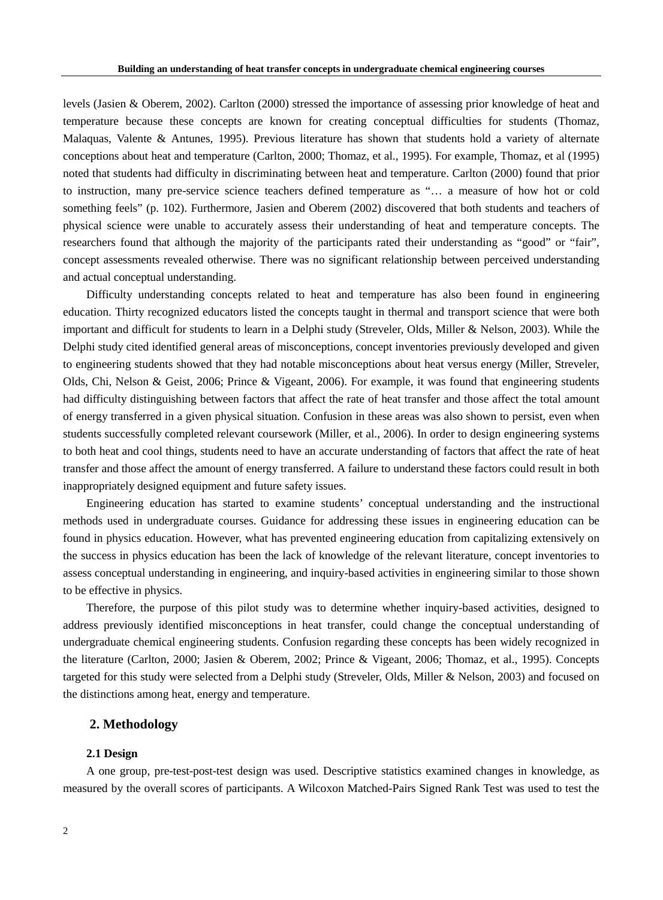levels (Jasien & Oberem, 2002). Carlton (2000) stressed the importance of assessing prior knowledge of heat and temperature because these concepts are known for creating conceptual difficulties for students (Thomaz, Malaquas, Valente & Antunes, 1995). Previous literature has shown that students hold a variety of alternate conceptions about heat and temperature (Carlton, 2000; Thomaz, et al., 1995). For example, Thomaz, et al (1995) noted that students had difficulty in discriminating between heat and temperature. Carlton (2000) found that prior to instruction, many pre-service science teachers defined temperature as "… a measure of how hot or cold something feels" (p. 102). Furthermore, Jasien and Oberem (2002) discovered that both students and teachers of physical science were unable to accurately assess their understanding of heat and temperature concepts. The researchers found that although the majority of the participants rated their understanding as "good" or "fair", concept assessments revealed otherwise. There was no significant relationship between perceived understanding and actual conceptual understanding.

Difficulty understanding concepts related to heat and temperature has also been found in engineering education. Thirty recognized educators listed the concepts taught in thermal and transport science that were both important and difficult for students to learn in a Delphi study (Streveler, Olds, Miller & Nelson, 2003). While the Delphi study cited identified general areas of misconceptions, concept inventories previously developed and given to engineering students showed that they had notable misconceptions about heat versus energy (Miller, Streveler, Olds, Chi, Nelson & Geist, 2006; Prince & Vigeant, 2006). For example, it was found that engineering students had difficulty distinguishing between factors that affect the rate of heat transfer and those affect the total amount of energy transferred in a given physical situation. Confusion in these areas was also shown to persist, even when students successfully completed relevant coursework (Miller, et al., 2006). In order to design engineering systems to both heat and cool things, students need to have an accurate understanding of factors that affect the rate of heat transfer and those affect the amount of energy transferred. A failure to understand these factors could result in both inappropriately designed equipment and future safety issues.

Engineering education has started to examine students' conceptual understanding and the instructional methods used in undergraduate courses. Guidance for addressing these issues in engineering education can be found in physics education. However, what has prevented engineering education from capitalizing extensively on the success in physics education has been the lack of knowledge of the relevant literature, concept inventories to assess conceptual understanding in engineering, and inquiry-based activities in engineering similar to those shown to be effective in physics.

Therefore, the purpose of this pilot study was to determine whether inquiry-based activities, designed to address previously identified misconceptions in heat transfer, could change the conceptual understanding of undergraduate chemical engineering students. Confusion regarding these concepts has been widely recognized in the literature (Carlton, 2000; Jasien & Oberem, 2002; Prince & Vigeant, 2006; Thomaz, et al., 1995). Concepts targeted for this study were selected from a Delphi study (Streveler, Olds, Miller & Nelson, 2003) and focused on the distinctions among heat, energy and temperature.

## 2. Methodology

### 2.1 Design

A one group, pre-test-post-test design was used. Descriptive statistics examined changes in knowledge, as measured by the overall scores of participants. A Wilcoxon Matched-Pairs Signed Rank Test was used to test the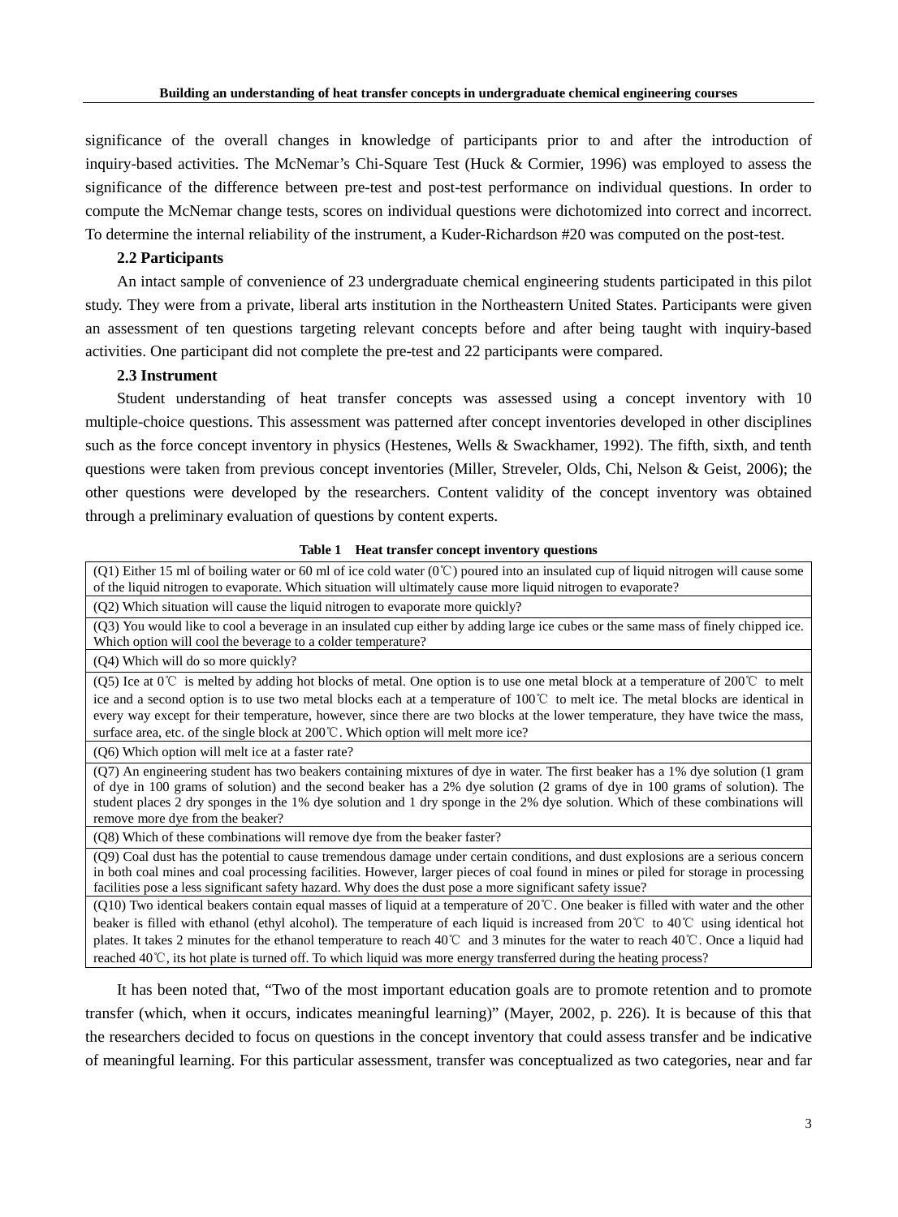significance of the overall changes in knowledge of participants prior to and after the introduction of inquiry-based activities. The McNemar's Chi-Square Test (Huck & Cormier, 1996) was employed to assess the significance of the difference between pre-test and post-test performance on individual questions. In order to compute the McNemar change tests, scores on individual questions were dichotomized into correct and incorrect. To determine the internal reliability of the instrument, a Kuder-Richardson #20 was computed on the post-test.

### 2.2 Participants

An intact sample of convenience of 23 undergraduate chemical engineering students participated in this pilot study. They were from a private, liberal arts institution in the Northeastern United States. Participants were given an assessment of ten questions targeting relevant concepts before and after being taught with inquiry-based activities. One participant did not complete the pre-test and 22 participants were compared.

### 2.3 Instrument

Student understanding of heat transfer concepts was assessed using a concept inventory with 10 multiple-choice questions. This assessment was patterned after concept inventories developed in other disciplines such as the force concept inventory in physics (Hestenes, Wells & Swackhamer, 1992). The fifth, sixth, and tenth questions were taken from previous concept inventories (Miller, Streveler, Olds, Chi, Nelson & Geist, 2006); the other questions were developed by the researchers. Content validity of the concept inventory was obtained through a preliminary evaluation of questions by content experts.

**Table 1 Heat transfer concept inventory questions**

| Heat transfer concept inventory questions |
|---|
| (Q1) Either 15 ml of boiling water or 60 ml of ice cold water (0℃) poured into an insulated cup of liquid nitrogen will cause some of the liquid nitrogen to evaporate. Which situation will ultimately cause more liquid nitrogen to evaporate? |
| (Q2) Which situation will cause the liquid nitrogen to evaporate more quickly? |
| (Q3) You would like to cool a beverage in an insulated cup either by adding large ice cubes or the same mass of finely chipped ice. Which option will cool the beverage to a colder temperature? |
| (Q4) Which will do so more quickly? |
| (Q5) Ice at 0℃ is melted by adding hot blocks of metal. One option is to use one metal block at a temperature of 200℃ to melt ice and a second option is to use two metal blocks each at a temperature of 100℃ to melt ice. The metal blocks are identical in every way except for their temperature, however, since there are two blocks at the lower temperature, they have twice the mass, surface area, etc. of the single block at 200℃. Which option will melt more ice? |
| (Q6) Which option will melt ice at a faster rate? |
| (Q7) An engineering student has two beakers containing mixtures of dye in water. The first beaker has a 1% dye solution (1 gram of dye in 100 grams of solution) and the second beaker has a 2% dye solution (2 grams of dye in 100 grams of solution). The student places 2 dry sponges in the 1% dye solution and 1 dry sponge in the 2% dye solution. Which of these combinations will remove more dye from the beaker? |
| (Q8) Which of these combinations will remove dye from the beaker faster? |
| (Q9) Coal dust has the potential to cause tremendous damage under certain conditions, and dust explosions are a serious concern in both coal mines and coal processing facilities. However, larger pieces of coal found in mines or piled for storage in processing facilities pose a less significant safety hazard. Why does the dust pose a more significant safety issue? |
| (Q10) Two identical beakers contain equal masses of liquid at a temperature of 20℃. One beaker is filled with water and the other beaker is filled with ethanol (ethyl alcohol). The temperature of each liquid is increased from 20℃ to 40℃ using identical hot plates. It takes 2 minutes for the ethanol temperature to reach 40℃ and 3 minutes for the water to reach 40℃. Once a liquid had reached 40℃, its hot plate is turned off. To which liquid was more energy transferred during the heating process? |

It has been noted that, "Two of the most important education goals are to promote retention and to promote transfer (which, when it occurs, indicates meaningful learning)" (Mayer, 2002, p. 226). It is because of this that the researchers decided to focus on questions in the concept inventory that could assess transfer and be indicative of meaningful learning. For this particular assessment, transfer was conceptualized as two categories, near and far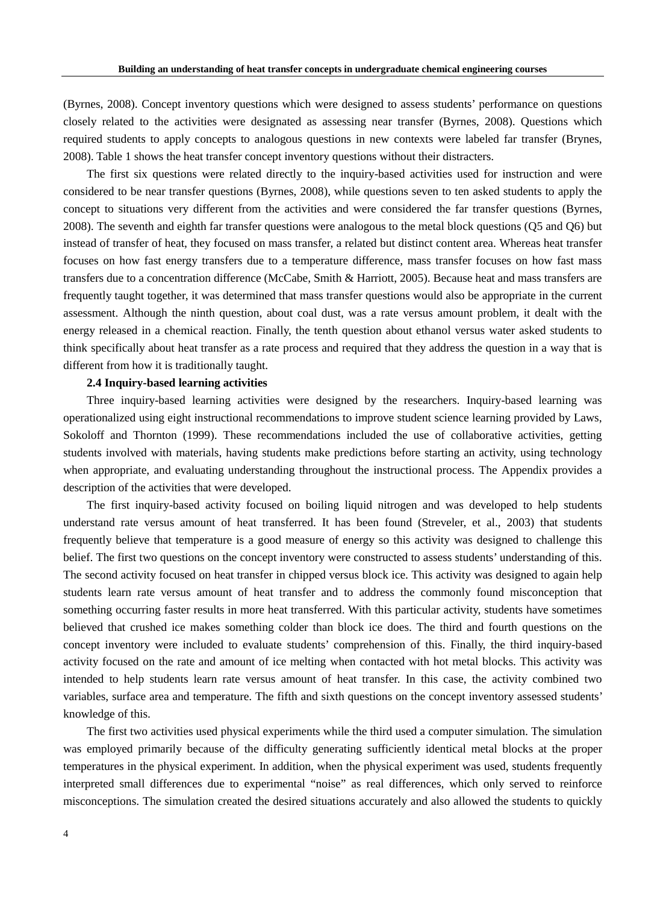(Byrnes, 2008). Concept inventory questions which were designed to assess students' performance on questions closely related to the activities were designated as assessing near transfer (Byrnes, 2008). Questions which required students to apply concepts to analogous questions in new contexts were labeled far transfer (Brynes, 2008). Table 1 shows the heat transfer concept inventory questions without their distracters.

The first six questions were related directly to the inquiry-based activities used for instruction and were considered to be near transfer questions (Byrnes, 2008), while questions seven to ten asked students to apply the concept to situations very different from the activities and were considered the far transfer questions (Byrnes, 2008). The seventh and eighth far transfer questions were analogous to the metal block questions (Q5 and Q6) but instead of transfer of heat, they focused on mass transfer, a related but distinct content area. Whereas heat transfer focuses on how fast energy transfers due to a temperature difference, mass transfer focuses on how fast mass transfers due to a concentration difference (McCabe, Smith & Harriott, 2005). Because heat and mass transfers are frequently taught together, it was determined that mass transfer questions would also be appropriate in the current assessment. Although the ninth question, about coal dust, was a rate versus amount problem, it dealt with the energy released in a chemical reaction. Finally, the tenth question about ethanol versus water asked students to think specifically about heat transfer as a rate process and required that they address the question in a way that is different from how it is traditionally taught.

### 2.4 Inquiry-based learning activities

Three inquiry-based learning activities were designed by the researchers. Inquiry-based learning was operationalized using eight instructional recommendations to improve student science learning provided by Laws, Sokoloff and Thornton (1999). These recommendations included the use of collaborative activities, getting students involved with materials, having students make predictions before starting an activity, using technology when appropriate, and evaluating understanding throughout the instructional process. The Appendix provides a description of the activities that were developed.

The first inquiry-based activity focused on boiling liquid nitrogen and was developed to help students understand rate versus amount of heat transferred. It has been found (Streveler, et al., 2003) that students frequently believe that temperature is a good measure of energy so this activity was designed to challenge this belief. The first two questions on the concept inventory were constructed to assess students' understanding of this. The second activity focused on heat transfer in chipped versus block ice. This activity was designed to again help students learn rate versus amount of heat transfer and to address the commonly found misconception that something occurring faster results in more heat transferred. With this particular activity, students have sometimes believed that crushed ice makes something colder than block ice does. The third and fourth questions on the concept inventory were included to evaluate students' comprehension of this. Finally, the third inquiry-based activity focused on the rate and amount of ice melting when contacted with hot metal blocks. This activity was intended to help students learn rate versus amount of heat transfer. In this case, the activity combined two variables, surface area and temperature. The fifth and sixth questions on the concept inventory assessed students' knowledge of this.

The first two activities used physical experiments while the third used a computer simulation. The simulation was employed primarily because of the difficulty generating sufficiently identical metal blocks at the proper temperatures in the physical experiment. In addition, when the physical experiment was used, students frequently interpreted small differences due to experimental "noise" as real differences, which only served to reinforce misconceptions. The simulation created the desired situations accurately and also allowed the students to quickly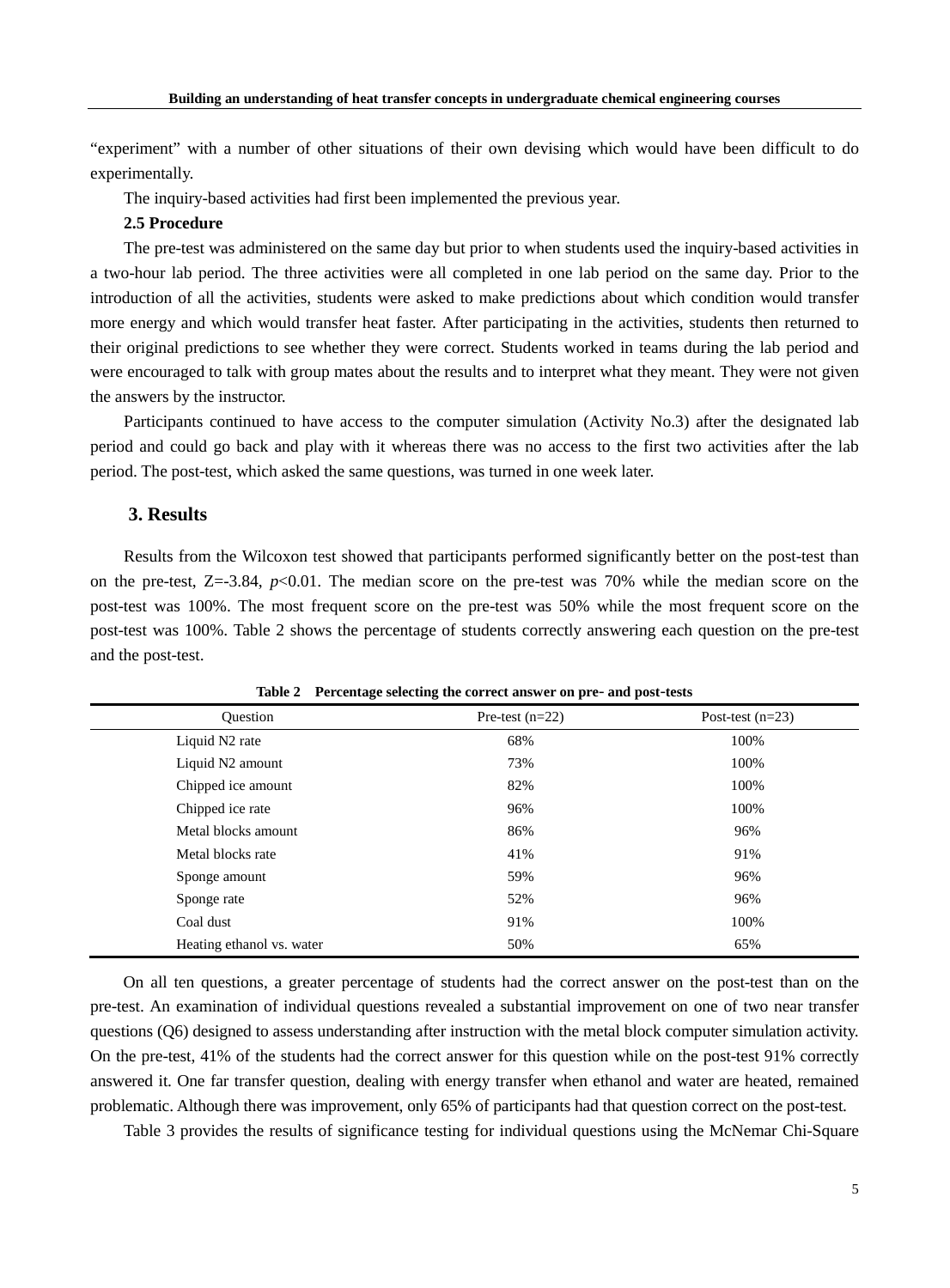"experiment" with a number of other situations of their own devising which would have been difficult to do experimentally.

The inquiry-based activities had first been implemented the previous year.

### 2.5 Procedure

The pre-test was administered on the same day but prior to when students used the inquiry-based activities in a two-hour lab period. The three activities were all completed in one lab period on the same day. Prior to the introduction of all the activities, students were asked to make predictions about which condition would transfer more energy and which would transfer heat faster. After participating in the activities, students then returned to their original predictions to see whether they were correct. Students worked in teams during the lab period and were encouraged to talk with group mates about the results and to interpret what they meant. They were not given the answers by the instructor.

Participants continued to have access to the computer simulation (Activity No.3) after the designated lab period and could go back and play with it whereas there was no access to the first two activities after the lab period. The post-test, which asked the same questions, was turned in one week later.

## 3. Results

Results from the Wilcoxon test showed that participants performed significantly better on the post-test than on the pre-test, $Z=-3.84$, $p<0.01$. The median score on the pre-test was 70% while the median score on the post-test was 100%. The most frequent score on the pre-test was 50% while the most frequent score on the post-test was 100%. Table 2 shows the percentage of students correctly answering each question on the pre-test and the post-test.

**Table 2 Percentage selecting the correct answer on pre- and post-tests**

| Question | Pre-test (n=22) | Post-test (n=23) |
|---|---|---|
| Liquid $N_2$ rate | 68% | 100% |
| Liquid $N_2$ amount | 73% | 100% |
| Chipped ice amount | 82% | 100% |
| Chipped ice rate | 96% | 100% |
| Metal blocks amount | 86% | 96% |
| Metal blocks rate | 41% | 91% |
| Sponge amount | 59% | 96% |
| Sponge rate | 52% | 96% |
| Coal dust | 91% | 100% |
| Heating ethanol vs. water | 50% | 65% |

On all ten questions, a greater percentage of students had the correct answer on the post-test than on the pre-test. An examination of individual questions revealed a substantial improvement on one of two near transfer questions (Q6) designed to assess understanding after instruction with the metal block computer simulation activity. On the pre-test, 41% of the students had the correct answer for this question while on the post-test 91% correctly answered it. One far transfer question, dealing with energy transfer when ethanol and water are heated, remained problematic. Although there was improvement, only 65% of participants had that question correct on the post-test.

Table 3 provides the results of significance testing for individual questions using the McNemar Chi-Square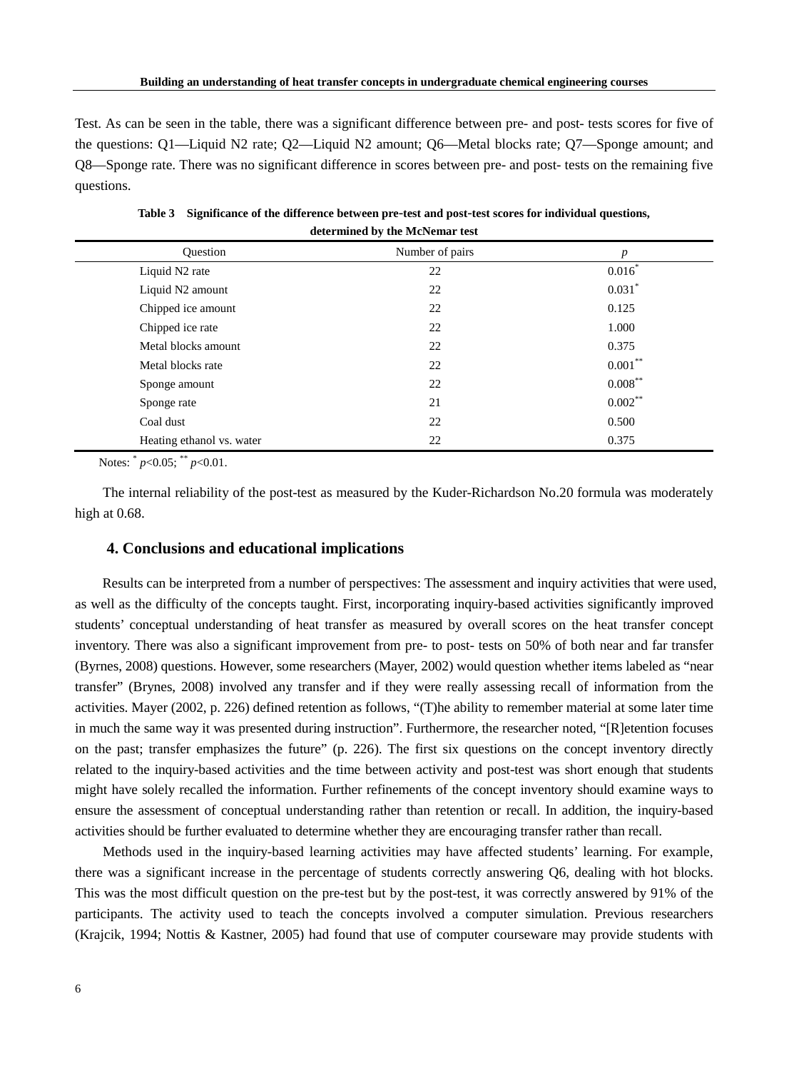Test. As can be seen in the table, there was a significant difference between pre- and post- tests scores for five of the questions: Q1—Liquid N2 rate; Q2—Liquid N2 amount; Q6—Metal blocks rate; Q7—Sponge amount; and Q8—Sponge rate. There was no significant difference in scores between pre- and post- tests on the remaining five questions.

**Table 3 Significance of the difference between pre-test and post-test scores for individual questions, determined by the McNemar test**

| Question | Number of pairs | *p* |
|---|---|---|
| Liquid N2 rate | 22 | 0.016* |
| Liquid N2 amount | 22 | 0.031* |
| Chipped ice amount | 22 | 0.125 |
| Chipped ice rate | 22 | 1.000 |
| Metal blocks amount | 22 | 0.375 |
| Metal blocks rate | 22 | 0.001** |
| Sponge amount | 22 | 0.008** |
| Sponge rate | 21 | 0.002** |
| Coal dust | 22 | 0.500 |
| Heating ethanol vs. water | 22 | 0.375 |

Notes: * $p<0.05$; ** $p<0.01$.

The internal reliability of the post-test as measured by the Kuder-Richardson No.20 formula was moderately high at 0.68.

## 4. Conclusions and educational implications

Results can be interpreted from a number of perspectives: The assessment and inquiry activities that were used, as well as the difficulty of the concepts taught. First, incorporating inquiry-based activities significantly improved students' conceptual understanding of heat transfer as measured by overall scores on the heat transfer concept inventory. There was also a significant improvement from pre- to post- tests on 50% of both near and far transfer (Byrnes, 2008) questions. However, some researchers (Mayer, 2002) would question whether items labeled as "near transfer" (Brynes, 2008) involved any transfer and if they were really assessing recall of information from the activities. Mayer (2002, p. 226) defined retention as follows, "(T)he ability to remember material at some later time in much the same way it was presented during instruction". Furthermore, the researcher noted, "[R]etention focuses on the past; transfer emphasizes the future" (p. 226). The first six questions on the concept inventory directly related to the inquiry-based activities and the time between activity and post-test was short enough that students might have solely recalled the information. Further refinements of the concept inventory should examine ways to ensure the assessment of conceptual understanding rather than retention or recall. In addition, the inquiry-based activities should be further evaluated to determine whether they are encouraging transfer rather than recall.

Methods used in the inquiry-based learning activities may have affected students' learning. For example, there was a significant increase in the percentage of students correctly answering Q6, dealing with hot blocks. This was the most difficult question on the pre-test but by the post-test, it was correctly answered by 91% of the participants. The activity used to teach the concepts involved a computer simulation. Previous researchers (Krajcik, 1994; Nottis & Kastner, 2005) had found that use of computer courseware may provide students with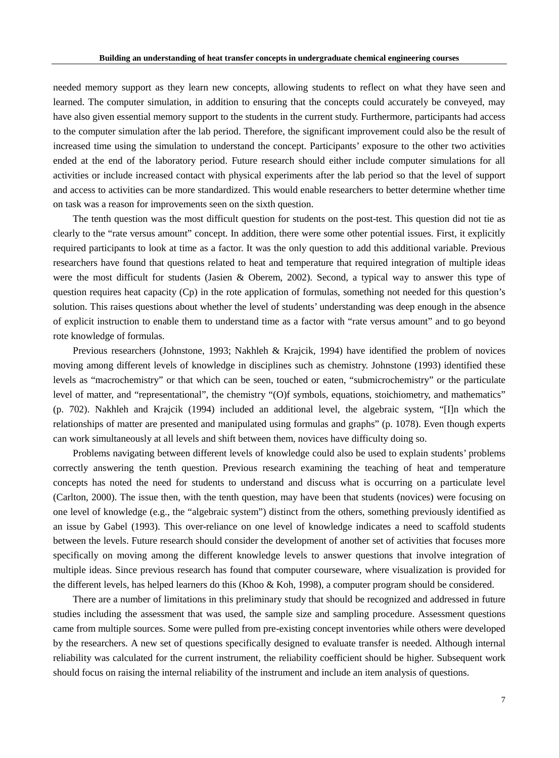needed memory support as they learn new concepts, allowing students to reflect on what they have seen and learned. The computer simulation, in addition to ensuring that the concepts could accurately be conveyed, may have also given essential memory support to the students in the current study. Furthermore, participants had access to the computer simulation after the lab period. Therefore, the significant improvement could also be the result of increased time using the simulation to understand the concept. Participants' exposure to the other two activities ended at the end of the laboratory period. Future research should either include computer simulations for all activities or include increased contact with physical experiments after the lab period so that the level of support and access to activities can be more standardized. This would enable researchers to better determine whether time on task was a reason for improvements seen on the sixth question.

The tenth question was the most difficult question for students on the post-test. This question did not tie as clearly to the "rate versus amount" concept. In addition, there were some other potential issues. First, it explicitly required participants to look at time as a factor. It was the only question to add this additional variable. Previous researchers have found that questions related to heat and temperature that required integration of multiple ideas were the most difficult for students (Jasien & Oberem, 2002). Second, a typical way to answer this type of question requires heat capacity (Cp) in the rote application of formulas, something not needed for this question's solution. This raises questions about whether the level of students' understanding was deep enough in the absence of explicit instruction to enable them to understand time as a factor with "rate versus amount" and to go beyond rote knowledge of formulas.

Previous researchers (Johnstone, 1993; Nakhleh & Krajcik, 1994) have identified the problem of novices moving among different levels of knowledge in disciplines such as chemistry. Johnstone (1993) identified these levels as "macrochemistry" or that which can be seen, touched or eaten, "submicrochemistry" or the particulate level of matter, and "representational", the chemistry "(O)f symbols, equations, stoichiometry, and mathematics" (p. 702). Nakhleh and Krajcik (1994) included an additional level, the algebraic system, "[I]n which the relationships of matter are presented and manipulated using formulas and graphs" (p. 1078). Even though experts can work simultaneously at all levels and shift between them, novices have difficulty doing so.

Problems navigating between different levels of knowledge could also be used to explain students' problems correctly answering the tenth question. Previous research examining the teaching of heat and temperature concepts has noted the need for students to understand and discuss what is occurring on a particulate level (Carlton, 2000). The issue then, with the tenth question, may have been that students (novices) were focusing on one level of knowledge (e.g., the "algebraic system") distinct from the others, something previously identified as an issue by Gabel (1993). This over-reliance on one level of knowledge indicates a need to scaffold students between the levels. Future research should consider the development of another set of activities that focuses more specifically on moving among the different knowledge levels to answer questions that involve integration of multiple ideas. Since previous research has found that computer courseware, where visualization is provided for the different levels, has helped learners do this (Khoo & Koh, 1998), a computer program should be considered.

There are a number of limitations in this preliminary study that should be recognized and addressed in future studies including the assessment that was used, the sample size and sampling procedure. Assessment questions came from multiple sources. Some were pulled from pre-existing concept inventories while others were developed by the researchers. A new set of questions specifically designed to evaluate transfer is needed. Although internal reliability was calculated for the current instrument, the reliability coefficient should be higher. Subsequent work should focus on raising the internal reliability of the instrument and include an item analysis of questions.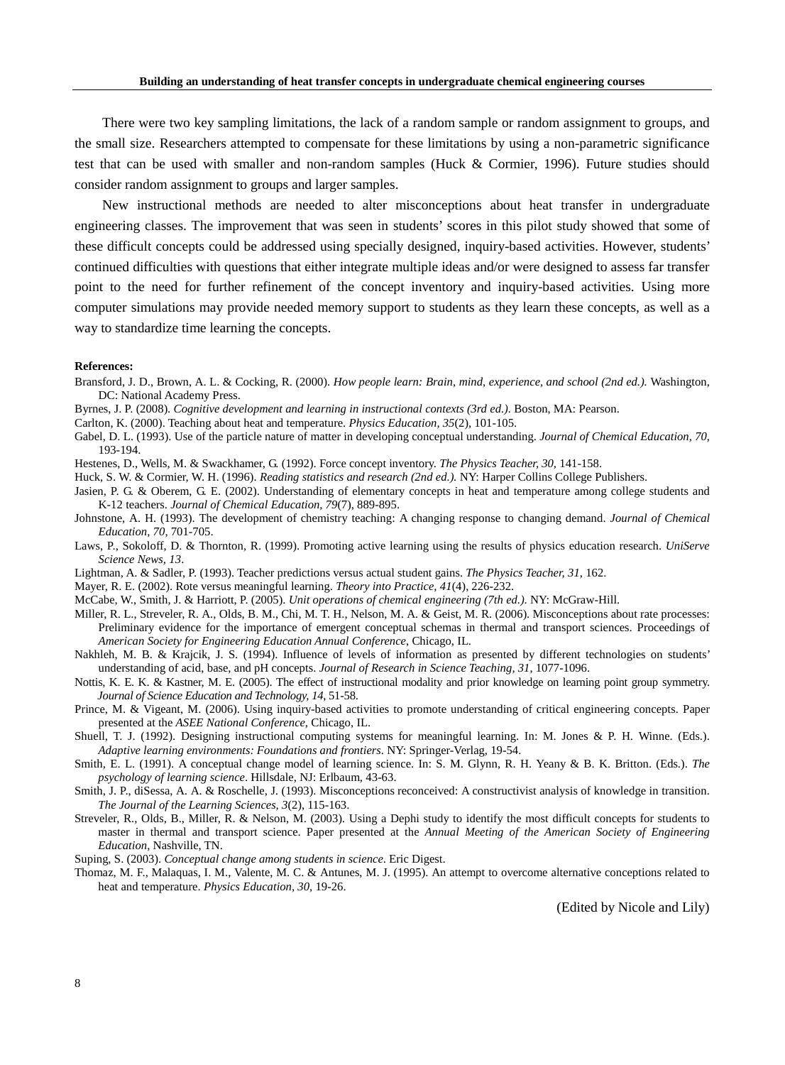There were two key sampling limitations, the lack of a random sample or random assignment to groups, and the small size. Researchers attempted to compensate for these limitations by using a non-parametric significance test that can be used with smaller and non-random samples (Huck & Cormier, 1996). Future studies should consider random assignment to groups and larger samples.

New instructional methods are needed to alter misconceptions about heat transfer in undergraduate engineering classes. The improvement that was seen in students' scores in this pilot study showed that some of these difficult concepts could be addressed using specially designed, inquiry-based activities. However, students' continued difficulties with questions that either integrate multiple ideas and/or were designed to assess far transfer point to the need for further refinement of the concept inventory and inquiry-based activities. Using more computer simulations may provide needed memory support to students as they learn these concepts, as well as a way to standardize time learning the concepts.

**References:**

Bransford, J. D., Brown, A. L. & Cocking, R. (2000). *How people learn: Brain, mind, experience, and school (2nd ed.)*. Washington, DC: National Academy Press.

Byrnes, J. P. (2008). *Cognitive development and learning in instructional contexts (3rd ed.)*. Boston, MA: Pearson.

Carlton, K. (2000). Teaching about heat and temperature. *Physics Education, 35*(2), 101-105.

Gabel, D. L. (1993). Use of the particle nature of matter in developing conceptual understanding. *Journal of Chemical Education, 70*, 193-194.

Hestenes, D., Wells, M. & Swackhamer, G. (1992). Force concept inventory. *The Physics Teacher, 30*, 141-158.

Huck, S. W. & Cormier, W. H. (1996). *Reading statistics and research (2nd ed.)*. NY: Harper Collins College Publishers.

Jasien, P. G. & Oberem, G. E. (2002). Understanding of elementary concepts in heat and temperature among college students and K-12 teachers. *Journal of Chemical Education, 79*(7), 889-895.

Johnstone, A. H. (1993). The development of chemistry teaching: A changing response to changing demand. *Journal of Chemical Education, 70*, 701-705.

Laws, P., Sokoloff, D. & Thornton, R. (1999). Promoting active learning using the results of physics education research. *UniServe Science News, 13*.

Lightman, A. & Sadler, P. (1993). Teacher predictions versus actual student gains. *The Physics Teacher, 31*, 162.

Mayer, R. E. (2002). Rote versus meaningful learning. *Theory into Practice, 41*(4), 226-232.

McCabe, W., Smith, J. & Harriott, P. (2005). *Unit operations of chemical engineering (7th ed.)*. NY: McGraw-Hill.

Miller, R. L., Streveler, R. A., Olds, B. M., Chi, M. T. H., Nelson, M. A. & Geist, M. R. (2006). Misconceptions about rate processes: Preliminary evidence for the importance of emergent conceptual schemas in thermal and transport sciences. Proceedings of *American Society for Engineering Education Annual Conference*, Chicago, IL.

Nakhleh, M. B. & Krajcik, J. S. (1994). Influence of levels of information as presented by different technologies on students' understanding of acid, base, and pH concepts. *Journal of Research in Science Teaching, 31*, 1077-1096.

Nottis, K. E. K. & Kastner, M. E. (2005). The effect of instructional modality and prior knowledge on learning point group symmetry. *Journal of Science Education and Technology, 14*, 51-58.

Prince, M. & Vigeant, M. (2006). Using inquiry-based activities to promote understanding of critical engineering concepts. Paper presented at the *ASEE National Conference*, Chicago, IL.

Shuell, T. J. (1992). Designing instructional computing systems for meaningful learning. In: M. Jones & P. H. Winne. (Eds.). *Adaptive learning environments: Foundations and frontiers*. NY: Springer-Verlag, 19-54.

Smith, E. L. (1991). A conceptual change model of learning science. In: S. M. Glynn, R. H. Yeany & B. K. Britton. (Eds.). *The psychology of learning science*. Hillsdale, NJ: Erlbaum, 43-63.

Smith, J. P., diSessa, A. A. & Roschelle, J. (1993). Misconceptions reconceived: A constructivist analysis of knowledge in transition. *The Journal of the Learning Sciences, 3*(2), 115-163.

Streveler, R., Olds, B., Miller, R. & Nelson, M. (2003). Using a Dephi study to identify the most difficult concepts for students to master in thermal and transport science. Paper presented at the *Annual Meeting of the American Society of Engineering Education*, Nashville, TN.

Suping, S. (2003). *Conceptual change among students in science*. Eric Digest.

Thomaz, M. F., Malaquas, I. M., Valente, M. C. & Antunes, M. J. (1995). An attempt to overcome alternative conceptions related to heat and temperature. *Physics Education, 30*, 19-26.

(Edited by Nicole and Lily)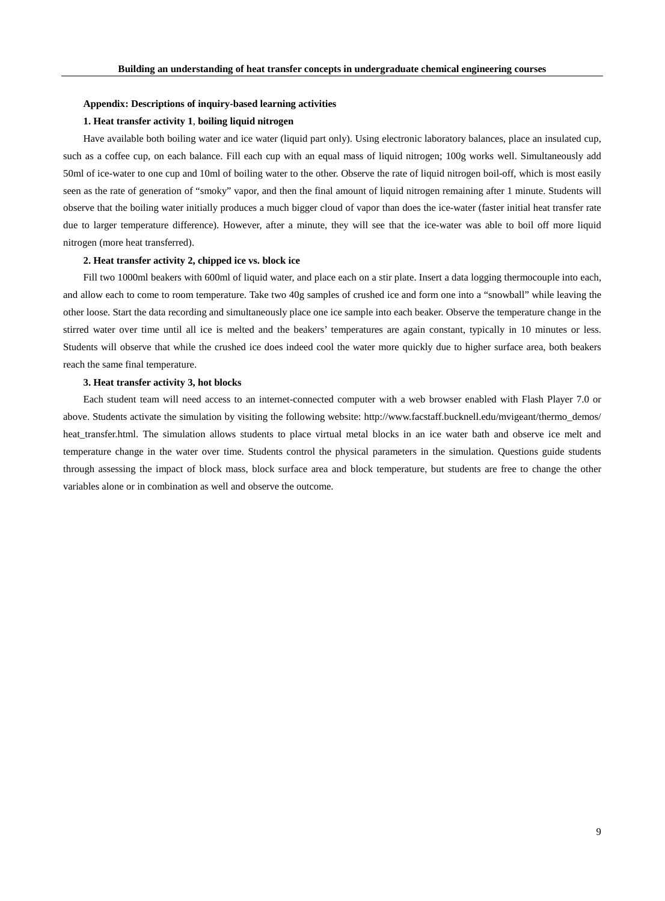## Appendix: Descriptions of inquiry-based learning activities

### 1. Heat transfer activity 1, boiling liquid nitrogen

Have available both boiling water and ice water (liquid part only). Using electronic laboratory balances, place an insulated cup, such as a coffee cup, on each balance. Fill each cup with an equal mass of liquid nitrogen; 100g works well. Simultaneously add 50ml of ice-water to one cup and 10ml of boiling water to the other. Observe the rate of liquid nitrogen boil-off, which is most easily seen as the rate of generation of "smoky" vapor, and then the final amount of liquid nitrogen remaining after 1 minute. Students will observe that the boiling water initially produces a much bigger cloud of vapor than does the ice-water (faster initial heat transfer rate due to larger temperature difference). However, after a minute, they will see that the ice-water was able to boil off more liquid nitrogen (more heat transferred).

### 2. Heat transfer activity 2, chipped ice vs. block ice

Fill two 1000ml beakers with 600ml of liquid water, and place each on a stir plate. Insert a data logging thermocouple into each, and allow each to come to room temperature. Take two 40g samples of crushed ice and form one into a "snowball" while leaving the other loose. Start the data recording and simultaneously place one ice sample into each beaker. Observe the temperature change in the stirred water over time until all ice is melted and the beakers' temperatures are again constant, typically in 10 minutes or less. Students will observe that while the crushed ice does indeed cool the water more quickly due to higher surface area, both beakers reach the same final temperature.

### 3. Heat transfer activity 3, hot blocks

Each student team will need access to an internet-connected computer with a web browser enabled with Flash Player 7.0 or above. Students activate the simulation by visiting the following website: http://www.facstaff.bucknell.edu/mvigeant/thermo_demos/heat_transfer.html. The simulation allows students to place virtual metal blocks in an ice water bath and observe ice melt and temperature change in the water over time. Students control the physical parameters in the simulation. Questions guide students through assessing the impact of block mass, block surface area and block temperature, but students are free to change the other variables alone or in combination as well and observe the outcome.